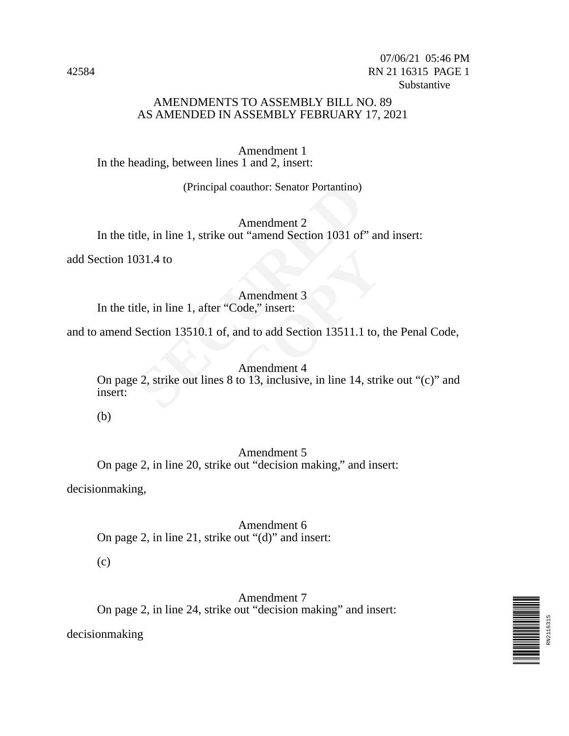42584

07/06/21 05:46 PM
RN 21 16315 PAGE 1
Substantive

# AMENDMENTS TO ASSEMBLY BILL NO. 89
## AS AMENDED IN ASSEMBLY FEBRUARY 17, 2021

Amendment 1

In the heading, between lines 1 and 2, insert:

(Principal coauthor: Senator Portantino)

Amendment 2

In the title, in line 1, strike out “amend Section 1031 of” and insert:

add Section 1031.4 to

Amendment 3

In the title, in line 1, after “Code,” insert:

and to amend Section 13510.1 of, and to add Section 13511.1 to, the Penal Code,

Amendment 4

On page 2, strike out lines 8 to 13, inclusive, in line 14, strike out “(c)” and insert:

(b)

Amendment 5

On page 2, in line 20, strike out “decision making,” and insert:

decisionmaking,

Amendment 6

On page 2, in line 21, strike out “(d)” and insert:

(c)

Amendment 7

On page 2, in line 24, strike out “decision making” and insert:

decisionmaking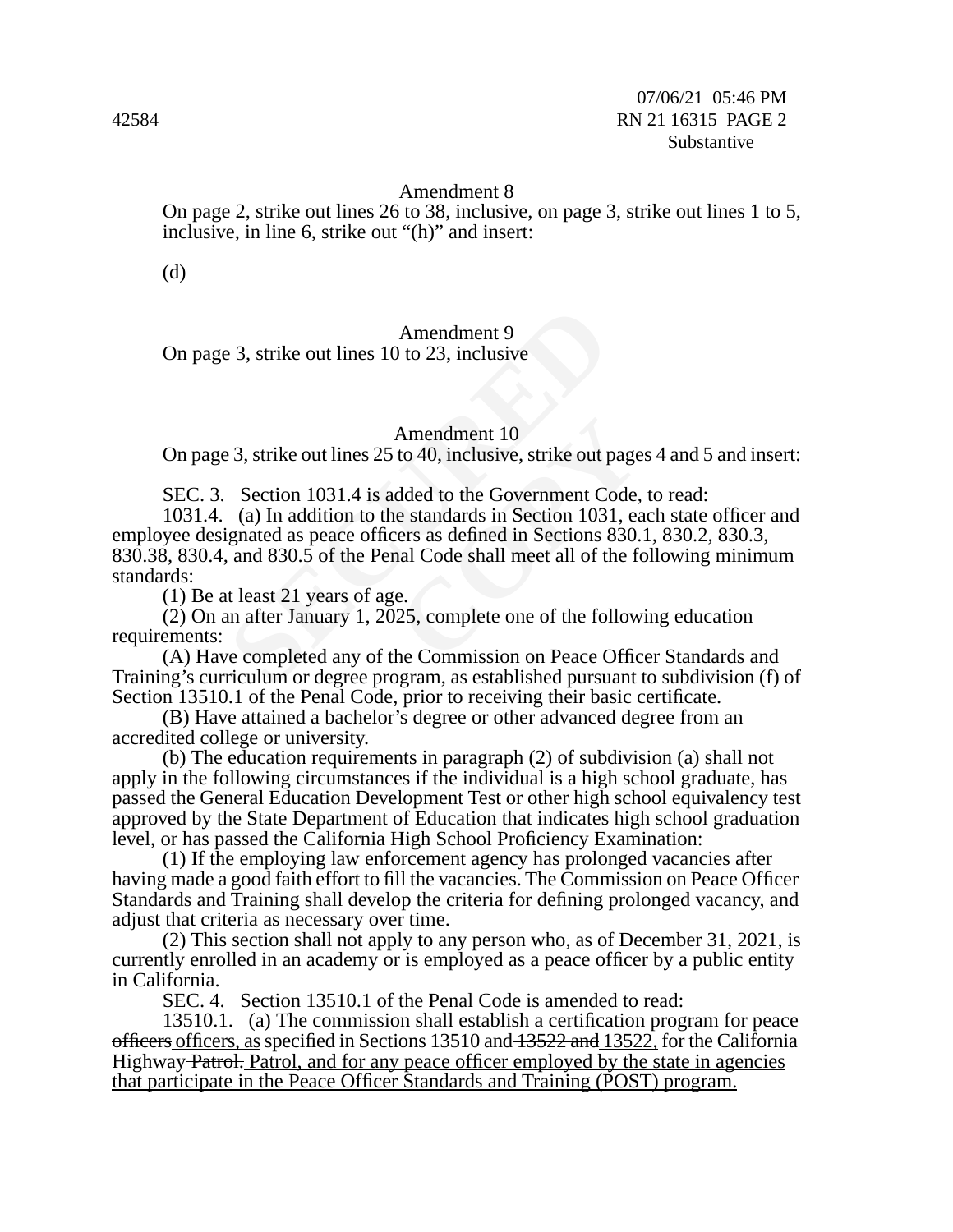Amendment 8

On page 2, strike out lines 26 to 38, inclusive, on page 3, strike out lines 1 to 5, inclusive, in line 6, strike out "(h)" and insert:

(d)

Amendment 9

On page 3, strike out lines 10 to 23, inclusive

Amendment 10

On page 3, strike out lines 25 to 40, inclusive, strike out pages 4 and 5 and insert:

SEC. 3. Section 1031.4 is added to the Government Code, to read:

1031.4. (a) In addition to the standards in Section 1031, each state officer and employee designated as peace officers as defined in Sections 830.1, 830.2, 830.3, 830.38, 830.4, and 830.5 of the Penal Code shall meet all of the following minimum standards:

(1) Be at least 21 years of age.

(2) On an after January 1, 2025, complete one of the following education requirements:

(A) Have completed any of the Commission on Peace Officer Standards and Training's curriculum or degree program, as established pursuant to subdivision (f) of Section 13510.1 of the Penal Code, prior to receiving their basic certificate.

(B) Have attained a bachelor's degree or other advanced degree from an accredited college or university.

(b) The education requirements in paragraph (2) of subdivision (a) shall not apply in the following circumstances if the individual is a high school graduate, has passed the General Education Development Test or other high school equivalency test approved by the State Department of Education that indicates high school graduation level, or has passed the California High School Proficiency Examination:

(1) If the employing law enforcement agency has prolonged vacancies after having made a good faith effort to fill the vacancies. The Commission on Peace Officer Standards and Training shall develop the criteria for defining prolonged vacancy, and adjust that criteria as necessary over time.

(2) This section shall not apply to any person who, as of December 31, 2021, is currently enrolled in an academy or is employed as a peace officer by a public entity in California.

SEC. 4. Section 13510.1 of the Penal Code is amended to read:

13510.1. (a) The commission shall establish a certification program for peace ~~officers~~ officers, as specified in Sections 13510 and ~~13522 and~~ 13522, for the California Highway ~~Patrol.~~ Patrol, and for any peace officer employed by the state in agencies that participate in the Peace Officer Standards and Training (POST) program.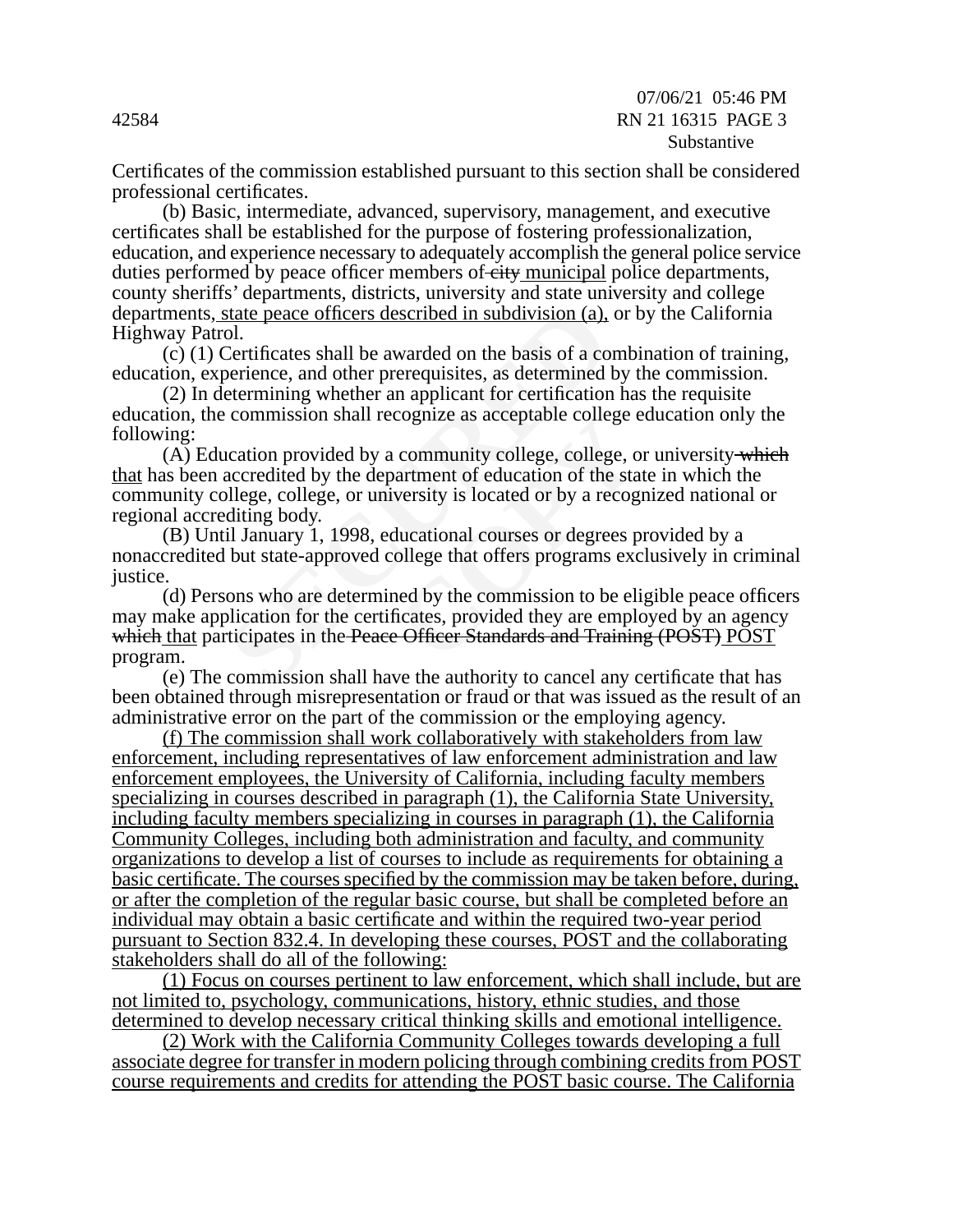Certificates of the commission established pursuant to this section shall be considered professional certificates.

(b) Basic, intermediate, advanced, supervisory, management, and executive certificates shall be established for the purpose of fostering professionalization, education, and experience necessary to adequately accomplish the general police service duties performed by peace officer members of ~~city~~ municipal police departments, county sheriffs' departments, districts, university and state university and college departments, state peace officers described in subdivision (a), or by the California Highway Patrol.

(c) (1) Certificates shall be awarded on the basis of a combination of training, education, experience, and other prerequisites, as determined by the commission.

(2) In determining whether an applicant for certification has the requisite education, the commission shall recognize as acceptable college education only the following:

(A) Education provided by a community college, college, or university ~~which~~ that has been accredited by the department of education of the state in which the community college, college, or university is located or by a recognized national or regional accrediting body.

(B) Until January 1, 1998, educational courses or degrees provided by a nonaccredited but state-approved college that offers programs exclusively in criminal justice.

(d) Persons who are determined by the commission to be eligible peace officers may make application for the certificates, provided they are employed by an agency ~~which~~ that participates in the ~~Peace Officer Standards and Training (POST)~~ POST program.

(e) The commission shall have the authority to cancel any certificate that has been obtained through misrepresentation or fraud or that was issued as the result of an administrative error on the part of the commission or the employing agency.

(f) The commission shall work collaboratively with stakeholders from law enforcement, including representatives of law enforcement administration and law enforcement employees, the University of California, including faculty members specializing in courses described in paragraph (1), the California State University, including faculty members specializing in courses in paragraph (1), the California Community Colleges, including both administration and faculty, and community organizations to develop a list of courses to include as requirements for obtaining a basic certificate. The courses specified by the commission may be taken before, during, or after the completion of the regular basic course, but shall be completed before an individual may obtain a basic certificate and within the required two-year period pursuant to Section 832.4. In developing these courses, POST and the collaborating stakeholders shall do all of the following:

(1) Focus on courses pertinent to law enforcement, which shall include, but are not limited to, psychology, communications, history, ethnic studies, and those determined to develop necessary critical thinking skills and emotional intelligence.

(2) Work with the California Community Colleges towards developing a full associate degree for transfer in modern policing through combining credits from POST course requirements and credits for attending the POST basic course. The California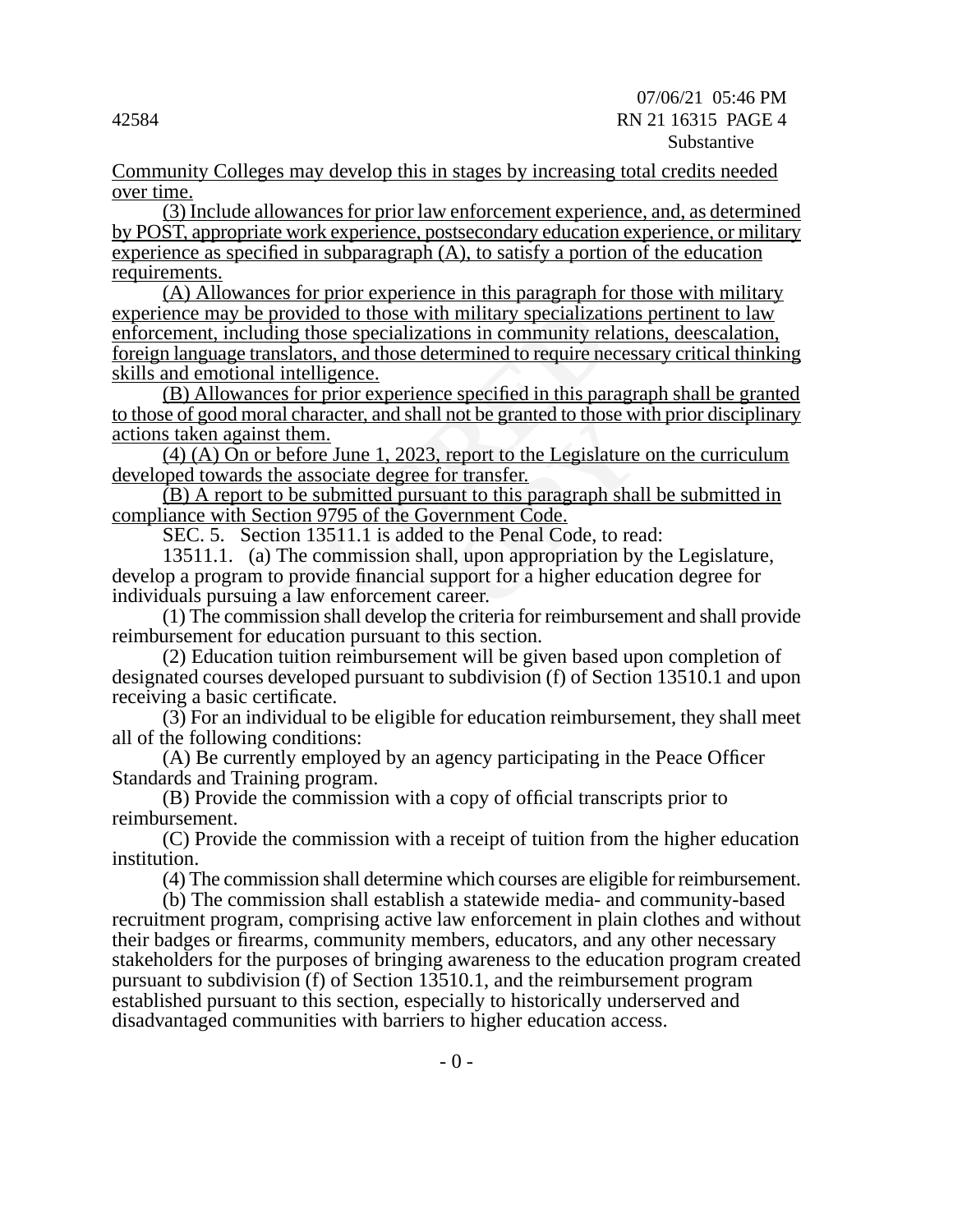Community Colleges may develop this in stages by increasing total credits needed over time.

(3) Include allowances for prior law enforcement experience, and, as determined by POST, appropriate work experience, postsecondary education experience, or military experience as specified in subparagraph (A), to satisfy a portion of the education requirements.

(A) Allowances for prior experience in this paragraph for those with military experience may be provided to those with military specializations pertinent to law enforcement, including those specializations in community relations, deescalation, foreign language translators, and those determined to require necessary critical thinking skills and emotional intelligence.

(B) Allowances for prior experience specified in this paragraph shall be granted to those of good moral character, and shall not be granted to those with prior disciplinary actions taken against them.

(4) (A) On or before June 1, 2023, report to the Legislature on the curriculum developed towards the associate degree for transfer.

(B) A report to be submitted pursuant to this paragraph shall be submitted in compliance with Section 9795 of the Government Code.

SEC. 5. Section 13511.1 is added to the Penal Code, to read:

13511.1. (a) The commission shall, upon appropriation by the Legislature, develop a program to provide financial support for a higher education degree for individuals pursuing a law enforcement career.

(1) The commission shall develop the criteria for reimbursement and shall provide reimbursement for education pursuant to this section.

(2) Education tuition reimbursement will be given based upon completion of designated courses developed pursuant to subdivision (f) of Section 13510.1 and upon receiving a basic certificate.

(3) For an individual to be eligible for education reimbursement, they shall meet all of the following conditions:

(A) Be currently employed by an agency participating in the Peace Officer Standards and Training program.

(B) Provide the commission with a copy of official transcripts prior to reimbursement.

(C) Provide the commission with a receipt of tuition from the higher education institution.

(4) The commission shall determine which courses are eligible for reimbursement.

(b) The commission shall establish a statewide media- and community-based recruitment program, comprising active law enforcement in plain clothes and without their badges or firearms, community members, educators, and any other necessary stakeholders for the purposes of bringing awareness to the education program created pursuant to subdivision (f) of Section 13510.1, and the reimbursement program established pursuant to this section, especially to historically underserved and disadvantaged communities with barriers to higher education access.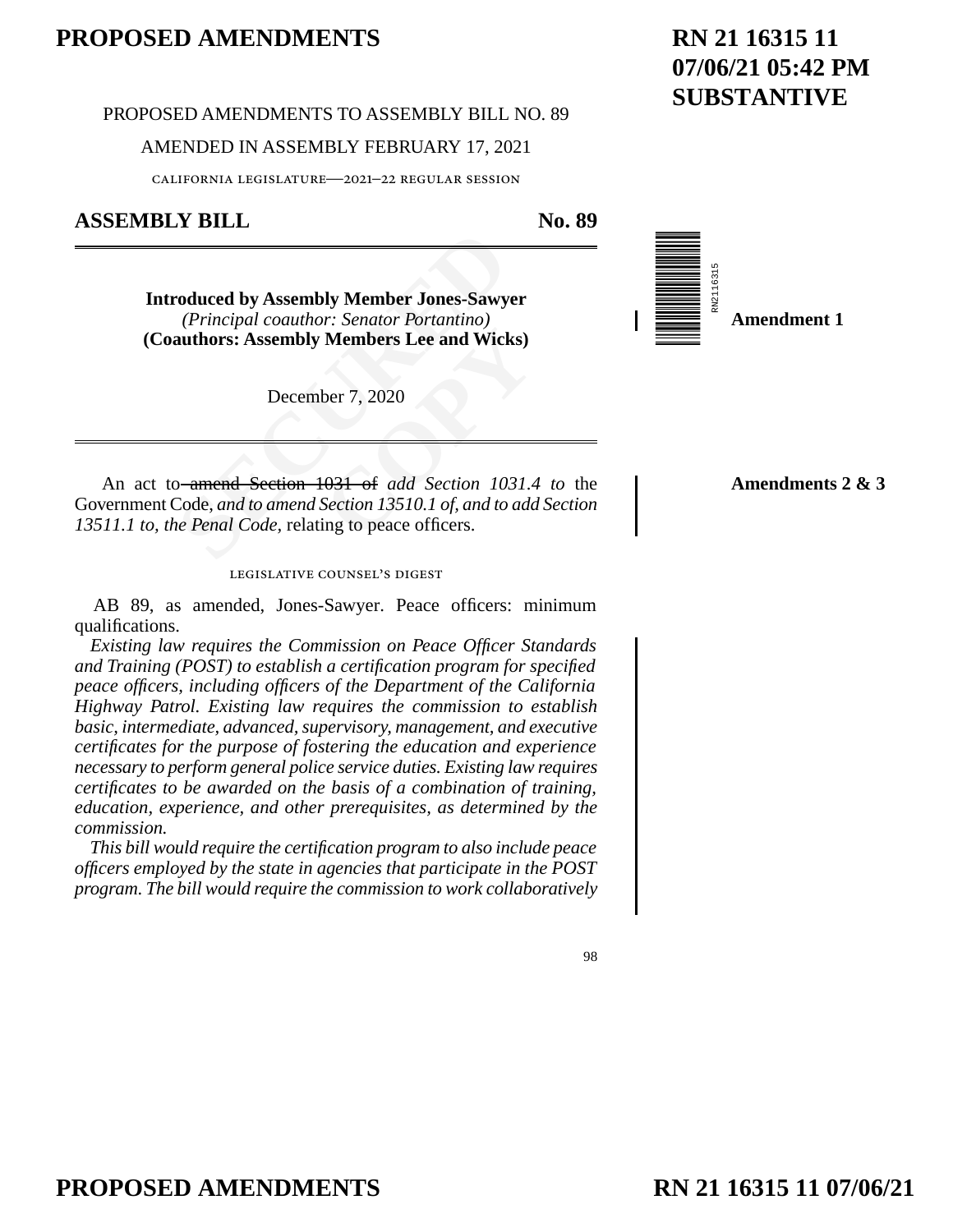PROPOSED AMENDMENTS TO ASSEMBLY BILL NO. 89

AMENDED IN ASSEMBLY FEBRUARY 17, 2021

CALIFORNIA LEGISLATURE—2021–22 REGULAR SESSION

## ASSEMBLY BILL No. 89

**Introduced by Assembly Member Jones-Sawyer**
*(Principal coauthor: Senator Portantino)*
**(Coauthors: Assembly Members Lee and Wicks)**

December 7, 2020

**Amendment 1**

An act to ~~amend Section 1031 of~~ *add Section 1031.4 to* the Government Code, *and to amend Section 13510.1 of, and to add Section 13511.1 to, the Penal Code,* relating to peace officers.

**Amendments 2 & 3**

LEGISLATIVE COUNSEL'S DIGEST

AB 89, as amended, Jones-Sawyer. Peace officers: minimum qualifications.

*Existing law requires the Commission on Peace Officer Standards and Training (POST) to establish a certification program for specified peace officers, including officers of the Department of the California Highway Patrol. Existing law requires the commission to establish basic, intermediate, advanced, supervisory, management, and executive certificates for the purpose of fostering the education and experience necessary to perform general police service duties. Existing law requires certificates to be awarded on the basis of a combination of training, education, experience, and other prerequisites, as determined by the commission.*

*This bill would require the certification program to also include peace officers employed by the state in agencies that participate in the POST program. The bill would require the commission to work collaboratively*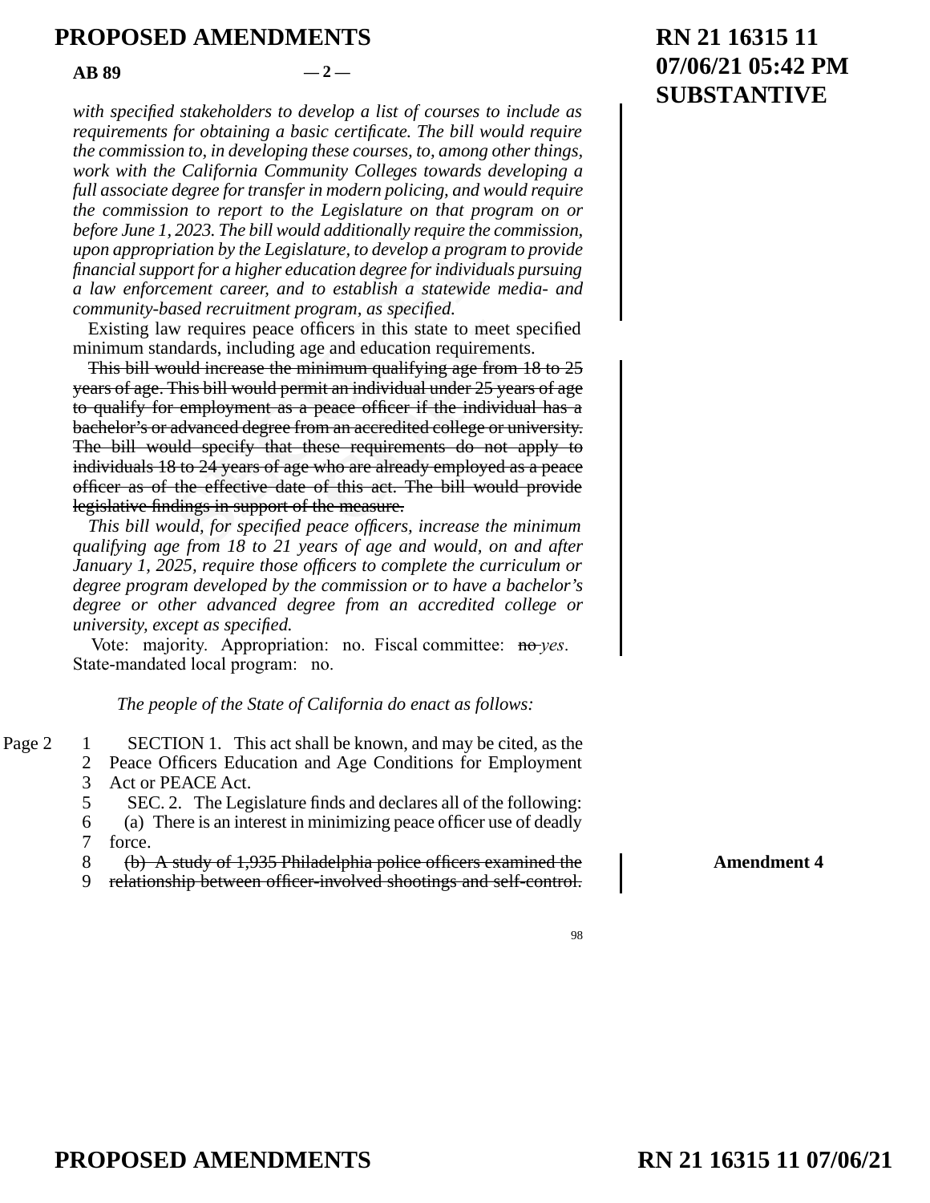*with specified stakeholders to develop a list of courses to include as requirements for obtaining a basic certificate. The bill would require the commission to, in developing these courses, to, among other things, work with the California Community Colleges towards developing a full associate degree for transfer in modern policing, and would require the commission to report to the Legislature on that program on or before June 1, 2023. The bill would additionally require the commission, upon appropriation by the Legislature, to develop a program to provide financial support for a higher education degree for individuals pursuing a law enforcement career, and to establish a statewide media- and community-based recruitment program, as specified.*

Existing law requires peace officers in this state to meet specified minimum standards, including age and education requirements.

~~This bill would increase the minimum qualifying age from 18 to 25 years of age. This bill would permit an individual under 25 years of age to qualify for employment as a peace officer if the individual has a bachelor's or advanced degree from an accredited college or university. The bill would specify that these requirements do not apply to individuals 18 to 24 years of age who are already employed as a peace officer as of the effective date of this act. The bill would provide legislative findings in support of the measure.~~

*This bill would, for specified peace officers, increase the minimum qualifying age from 18 to 21 years of age and would, on and after January 1, 2025, require those officers to complete the curriculum or degree program developed by the commission or to have a bachelor's degree or other advanced degree from an accredited college or university, except as specified.*

Vote: majority. Appropriation: no. Fiscal committee: ~~no~~ *yes*. State-mandated local program: no.

*The people of the State of California do enact as follows:*

SECTION 1. This act shall be known, and may be cited, as the Peace Officers Education and Age Conditions for Employment Act or PEACE Act.

SEC. 2. The Legislature finds and declares all of the following:

(a) There is an interest in minimizing peace officer use of deadly force.

~~(b) A study of 1,935 Philadelphia police officers examined the relationship between officer-involved shootings and self-control.~~

**Amendment 4**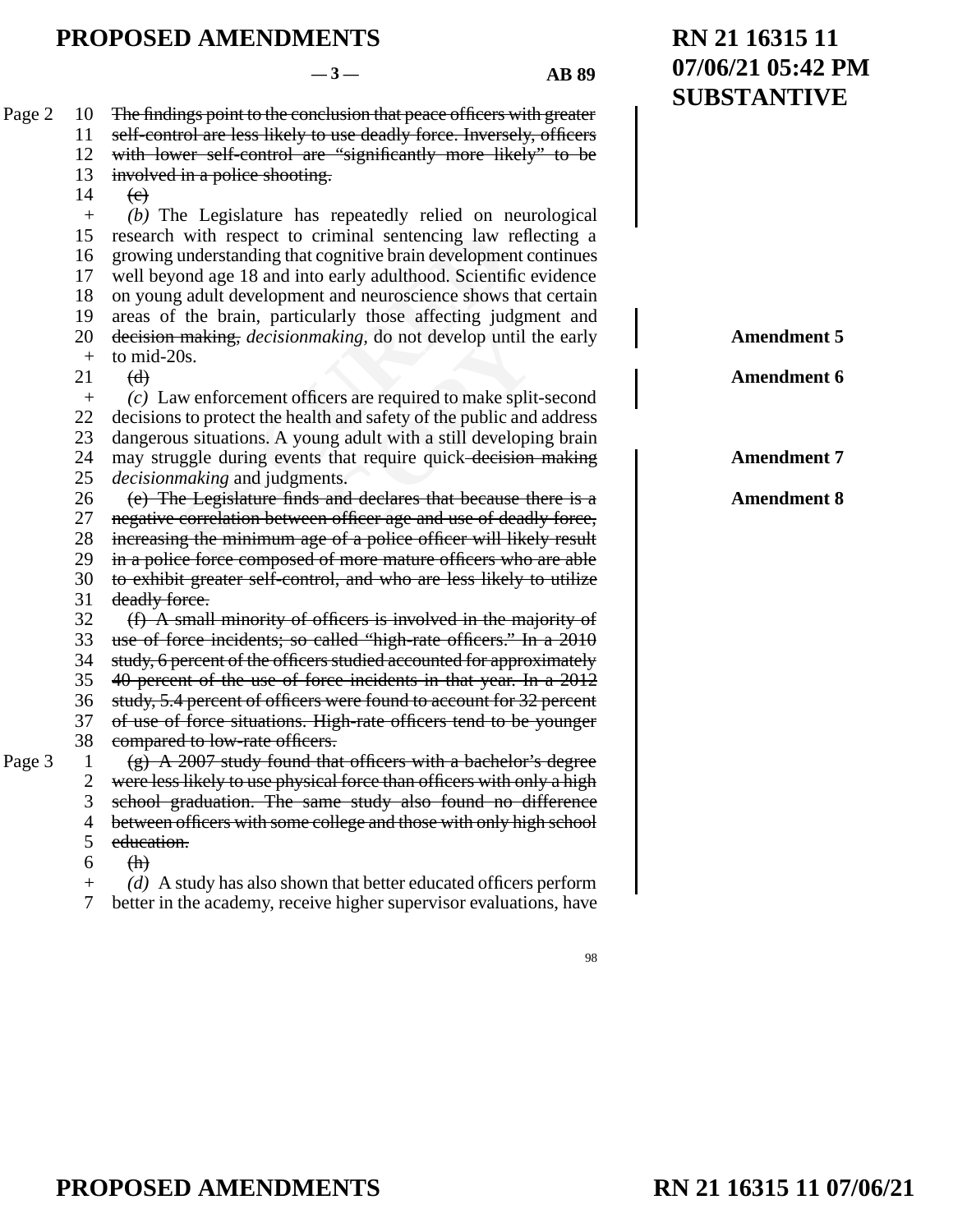~~The findings point to the conclusion that peace officers with greater self-control are less likely to use deadly force. Inversely, officers with lower self-control are "significantly more likely" to be involved in a police shooting.~~

~~(c)~~

*(b)* The Legislature has repeatedly relied on neurological research with respect to criminal sentencing law reflecting a growing understanding that cognitive brain development continues well beyond age 18 and into early adulthood. Scientific evidence on young adult development and neuroscience shows that certain areas of the brain, particularly those affecting judgment and ~~decision making,~~ *decisionmaking,* do not develop until the early to mid-20s. **Amendment 5**

~~(d)~~ **Amendment 6**

*(c)* Law enforcement officers are required to make split-second decisions to protect the health and safety of the public and address dangerous situations. A young adult with a still developing brain may struggle during events that require quick ~~decision making~~ *decisionmaking* and judgments. **Amendment 7**

~~(e) The Legislature finds and declares that because there is a negative correlation between officer age and use of deadly force, increasing the minimum age of a police officer will likely result in a police force composed of more mature officers who are able to exhibit greater self-control, and who are less likely to utilize deadly force.~~ **Amendment 8**

~~(f) A small minority of officers is involved in the majority of use of force incidents; so called "high-rate officers." In a 2010 study, 6 percent of the officers studied accounted for approximately 40 percent of the use of force incidents in that year. In a 2012 study, 5.4 percent of officers were found to account for 32 percent of use of force situations. High-rate officers tend to be younger compared to low-rate officers.~~

~~(g) A 2007 study found that officers with a bachelor's degree were less likely to use physical force than officers with only a high school graduation. The same study also found no difference between officers with some college and those with only high school education.~~

~~(h)~~

*(d)* A study has also shown that better educated officers perform better in the academy, receive higher supervisor evaluations, have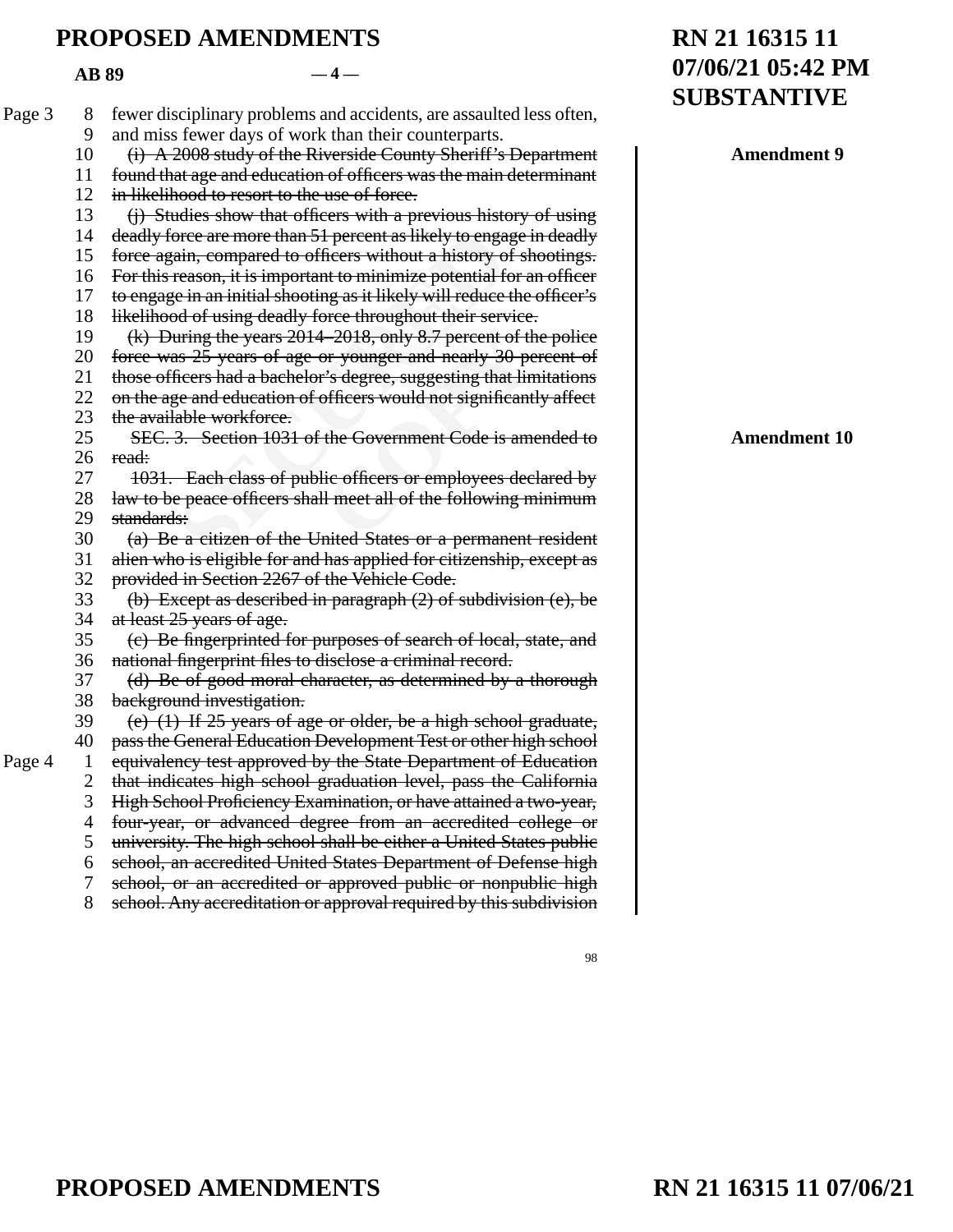fewer disciplinary problems and accidents, are assaulted less often, and miss fewer days of work than their counterparts.

**Amendment 9**

~~(i) A 2008 study of the Riverside County Sheriff's Department found that age and education of officers was the main determinant in likelihood to resort to the use of force.~~

~~(j) Studies show that officers with a previous history of using deadly force are more than 51 percent as likely to engage in deadly force again, compared to officers without a history of shootings. For this reason, it is important to minimize potential for an officer to engage in an initial shooting as it likely will reduce the officer's likelihood of using deadly force throughout their service.~~

~~(k) During the years 2014–2018, only 8.7 percent of the police force was 25 years of age or younger and nearly 30 percent of those officers had a bachelor's degree, suggesting that limitations on the age and education of officers would not significantly affect the available workforce.~~

**Amendment 10**

~~SEC. 3. Section 1031 of the Government Code is amended to read:~~

~~1031. Each class of public officers or employees declared by law to be peace officers shall meet all of the following minimum standards:~~

~~(a) Be a citizen of the United States or a permanent resident alien who is eligible for and has applied for citizenship, except as provided in Section 2267 of the Vehicle Code.~~

~~(b) Except as described in paragraph (2) of subdivision (e), be at least 25 years of age.~~

~~(c) Be fingerprinted for purposes of search of local, state, and national fingerprint files to disclose a criminal record.~~

~~(d) Be of good moral character, as determined by a thorough background investigation.~~

~~(e) (1) If 25 years of age or older, be a high school graduate, pass the General Education Development Test or other high school equivalency test approved by the State Department of Education that indicates high school graduation level, pass the California High School Proficiency Examination, or have attained a two-year, four-year, or advanced degree from an accredited college or university. The high school shall be either a United States public school, an accredited United States Department of Defense high school, or an accredited or approved public or nonpublic high school. Any accreditation or approval required by this subdivision~~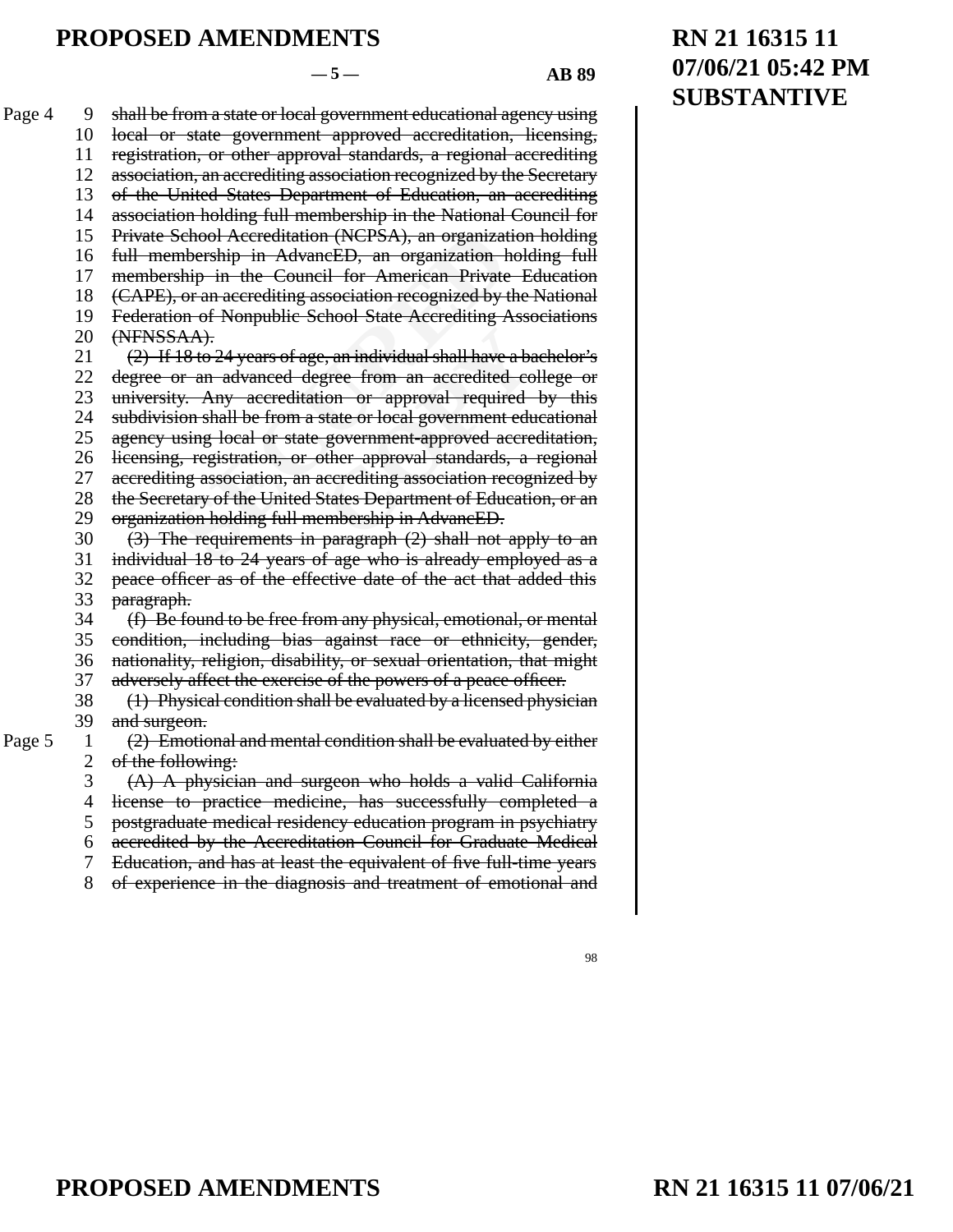~~shall be from a state or local government educational agency using local or state government approved accreditation, licensing, registration, or other approval standards, a regional accrediting association, an accrediting association recognized by the Secretary of the United States Department of Education, an accrediting association holding full membership in the National Council for Private School Accreditation (NCPSA), an organization holding full membership in AdvancED, an organization holding full membership in the Council for American Private Education (CAPE), or an accrediting association recognized by the National Federation of Nonpublic School State Accrediting Associations (NFNSSAA).~~

~~(2) If 18 to 24 years of age, an individual shall have a bachelor's degree or an advanced degree from an accredited college or university. Any accreditation or approval required by this subdivision shall be from a state or local government educational agency using local or state government-approved accreditation, licensing, registration, or other approval standards, a regional accrediting association, an accrediting association recognized by the Secretary of the United States Department of Education, or an organization holding full membership in AdvancED.~~

~~(3) The requirements in paragraph (2) shall not apply to an individual 18 to 24 years of age who is already employed as a peace officer as of the effective date of the act that added this paragraph.~~

~~(f) Be found to be free from any physical, emotional, or mental condition, including bias against race or ethnicity, gender, nationality, religion, disability, or sexual orientation, that might adversely affect the exercise of the powers of a peace officer.~~

~~(1) Physical condition shall be evaluated by a licensed physician and surgeon.~~

~~(2) Emotional and mental condition shall be evaluated by either of the following:~~

~~(A) A physician and surgeon who holds a valid California license to practice medicine, has successfully completed a postgraduate medical residency education program in psychiatry accredited by the Accreditation Council for Graduate Medical Education, and has at least the equivalent of five full-time years of experience in the diagnosis and treatment of emotional and~~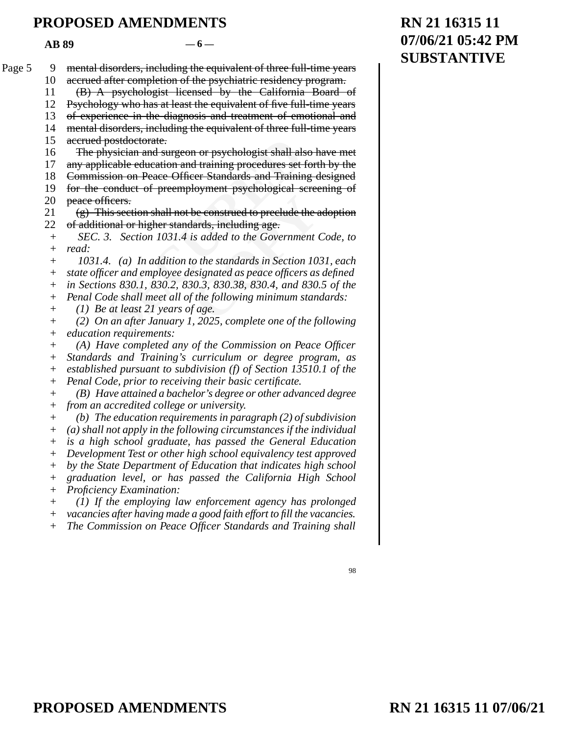~~mental disorders, including the equivalent of three full-time years accrued after completion of the psychiatric residency program.~~

~~(B) A psychologist licensed by the California Board of Psychology who has at least the equivalent of five full-time years of experience in the diagnosis and treatment of emotional and mental disorders, including the equivalent of three full-time years accrued postdoctorate.~~

~~The physician and surgeon or psychologist shall also have met any applicable education and training procedures set forth by the Commission on Peace Officer Standards and Training designed for the conduct of preemployment psychological screening of peace officers.~~

~~(g) This section shall not be construed to preclude the adoption of additional or higher standards, including age.~~

*SEC. 3. Section 1031.4 is added to the Government Code, to read:*

*1031.4. (a) In addition to the standards in Section 1031, each state officer and employee designated as peace officers as defined in Sections 830.1, 830.2, 830.3, 830.38, 830.4, and 830.5 of the Penal Code shall meet all of the following minimum standards:*

*(1) Be at least 21 years of age.*

*(2) On an after January 1, 2025, complete one of the following education requirements:*

*(A) Have completed any of the Commission on Peace Officer Standards and Training's curriculum or degree program, as established pursuant to subdivision (f) of Section 13510.1 of the Penal Code, prior to receiving their basic certificate.*

*(B) Have attained a bachelor's degree or other advanced degree from an accredited college or university.*

*(b) The education requirements in paragraph (2) of subdivision (a) shall not apply in the following circumstances if the individual is a high school graduate, has passed the General Education Development Test or other high school equivalency test approved by the State Department of Education that indicates high school graduation level, or has passed the California High School Proficiency Examination:*

*(1) If the employing law enforcement agency has prolonged vacancies after having made a good faith effort to fill the vacancies. The Commission on Peace Officer Standards and Training shall*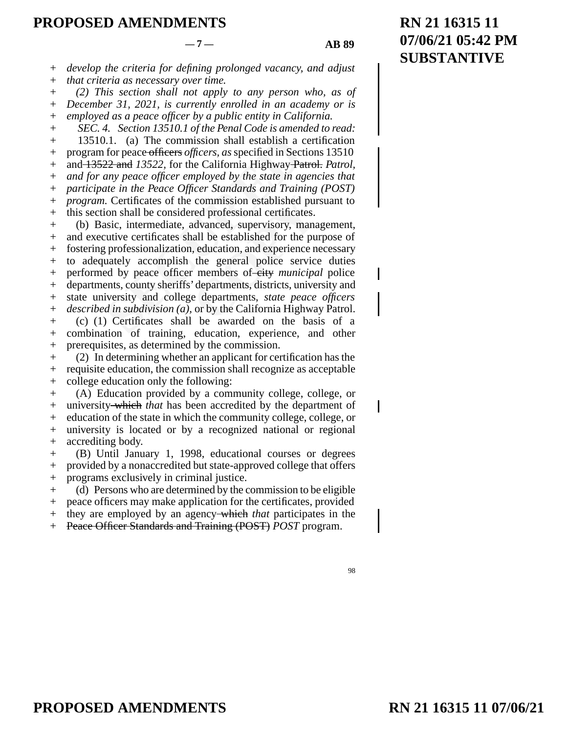*develop the criteria for defining prolonged vacancy, and adjust that criteria as necessary over time.*

*(2) This section shall not apply to any person who, as of December 31, 2021, is currently enrolled in an academy or is employed as a peace officer by a public entity in California.*

*SEC. 4. Section 13510.1 of the Penal Code is amended to read:*

13510.1. (a) The commission shall establish a certification program for peace ~~officers~~ *officers, as* specified in Sections 13510 and ~~13522 and~~ *13522,* for the California Highway ~~Patrol.~~ *Patrol, and for any peace officer employed by the state in agencies that participate in the Peace Officer Standards and Training (POST) program.* Certificates of the commission established pursuant to this section shall be considered professional certificates.

(b) Basic, intermediate, advanced, supervisory, management, and executive certificates shall be established for the purpose of fostering professionalization, education, and experience necessary to adequately accomplish the general police service duties performed by peace officer members of ~~city~~ *municipal* police departments, county sheriffs' departments, districts, university and state university and college departments, *state peace officers described in subdivision (a),* or by the California Highway Patrol.

(c) (1) Certificates shall be awarded on the basis of a combination of training, education, experience, and other prerequisites, as determined by the commission.

(2) In determining whether an applicant for certification has the requisite education, the commission shall recognize as acceptable college education only the following:

(A) Education provided by a community college, college, or university ~~which~~ *that* has been accredited by the department of education of the state in which the community college, college, or university is located or by a recognized national or regional accrediting body.

(B) Until January 1, 1998, educational courses or degrees provided by a nonaccredited but state-approved college that offers programs exclusively in criminal justice.

(d) Persons who are determined by the commission to be eligible peace officers may make application for the certificates, provided they are employed by an agency ~~which~~ *that* participates in the ~~Peace Officer Standards and Training (POST)~~ *POST* program.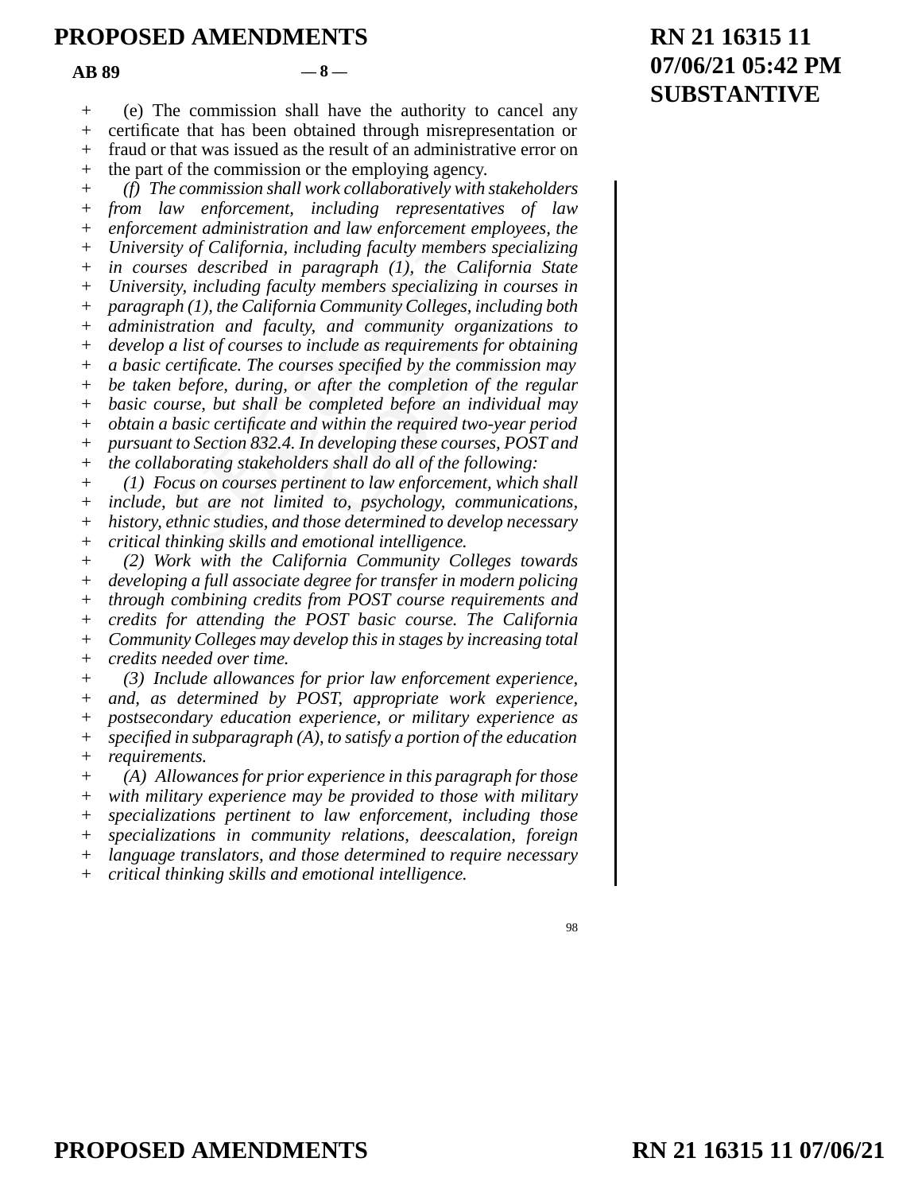(e) The commission shall have the authority to cancel any certificate that has been obtained through misrepresentation or fraud or that was issued as the result of an administrative error on the part of the commission or the employing agency.

*(f) The commission shall work collaboratively with stakeholders from law enforcement, including representatives of law enforcement administration and law enforcement employees, the University of California, including faculty members specializing in courses described in paragraph (1), the California State University, including faculty members specializing in courses in paragraph (1), the California Community Colleges, including both administration and faculty, and community organizations to develop a list of courses to include as requirements for obtaining a basic certificate. The courses specified by the commission may be taken before, during, or after the completion of the regular basic course, but shall be completed before an individual may obtain a basic certificate and within the required two-year period pursuant to Section 832.4. In developing these courses, POST and the collaborating stakeholders shall do all of the following:*

*(1) Focus on courses pertinent to law enforcement, which shall include, but are not limited to, psychology, communications, history, ethnic studies, and those determined to develop necessary critical thinking skills and emotional intelligence.*

*(2) Work with the California Community Colleges towards developing a full associate degree for transfer in modern policing through combining credits from POST course requirements and credits for attending the POST basic course. The California Community Colleges may develop this in stages by increasing total credits needed over time.*

*(3) Include allowances for prior law enforcement experience, and, as determined by POST, appropriate work experience, postsecondary education experience, or military experience as specified in subparagraph (A), to satisfy a portion of the education requirements.*

*(A) Allowances for prior experience in this paragraph for those with military experience may be provided to those with military specializations pertinent to law enforcement, including those specializations in community relations, deescalation, foreign language translators, and those determined to require necessary critical thinking skills and emotional intelligence.*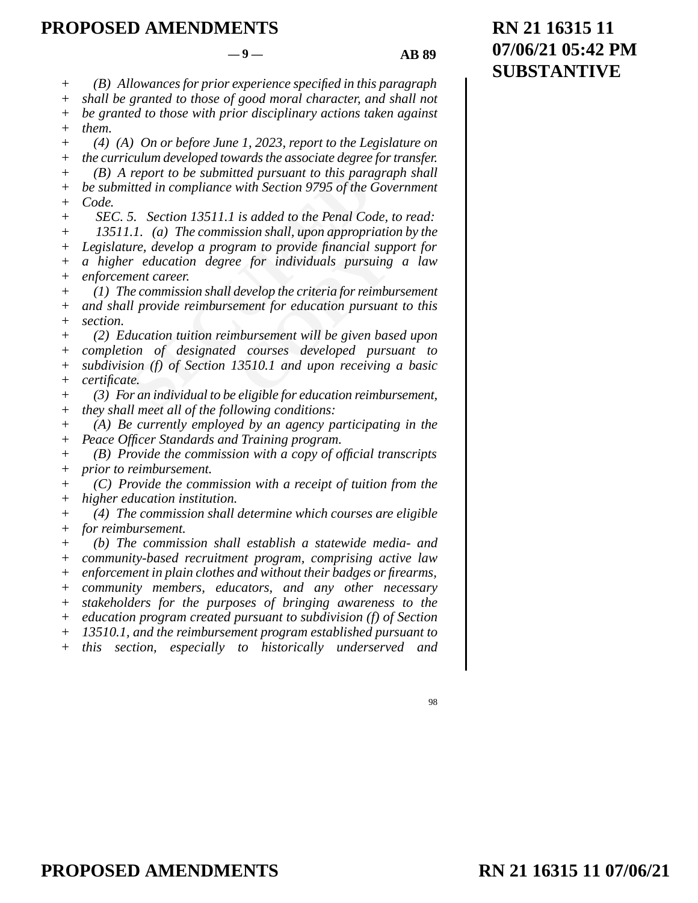*(B) Allowances for prior experience specified in this paragraph shall be granted to those of good moral character, and shall not be granted to those with prior disciplinary actions taken against them.*

*(4) (A) On or before June 1, 2023, report to the Legislature on the curriculum developed towards the associate degree for transfer.*

*(B) A report to be submitted pursuant to this paragraph shall be submitted in compliance with Section 9795 of the Government Code.*

*SEC. 5. Section 13511.1 is added to the Penal Code, to read:*

*13511.1. (a) The commission shall, upon appropriation by the Legislature, develop a program to provide financial support for a higher education degree for individuals pursuing a law enforcement career.*

*(1) The commission shall develop the criteria for reimbursement and shall provide reimbursement for education pursuant to this section.*

*(2) Education tuition reimbursement will be given based upon completion of designated courses developed pursuant to subdivision (f) of Section 13510.1 and upon receiving a basic certificate.*

*(3) For an individual to be eligible for education reimbursement, they shall meet all of the following conditions:*

*(A) Be currently employed by an agency participating in the Peace Officer Standards and Training program.*

*(B) Provide the commission with a copy of official transcripts prior to reimbursement.*

*(C) Provide the commission with a receipt of tuition from the higher education institution.*

*(4) The commission shall determine which courses are eligible for reimbursement.*

*(b) The commission shall establish a statewide media- and community-based recruitment program, comprising active law enforcement in plain clothes and without their badges or firearms, community members, educators, and any other necessary stakeholders for the purposes of bringing awareness to the education program created pursuant to subdivision (f) of Section 13510.1, and the reimbursement program established pursuant to this section, especially to historically underserved and*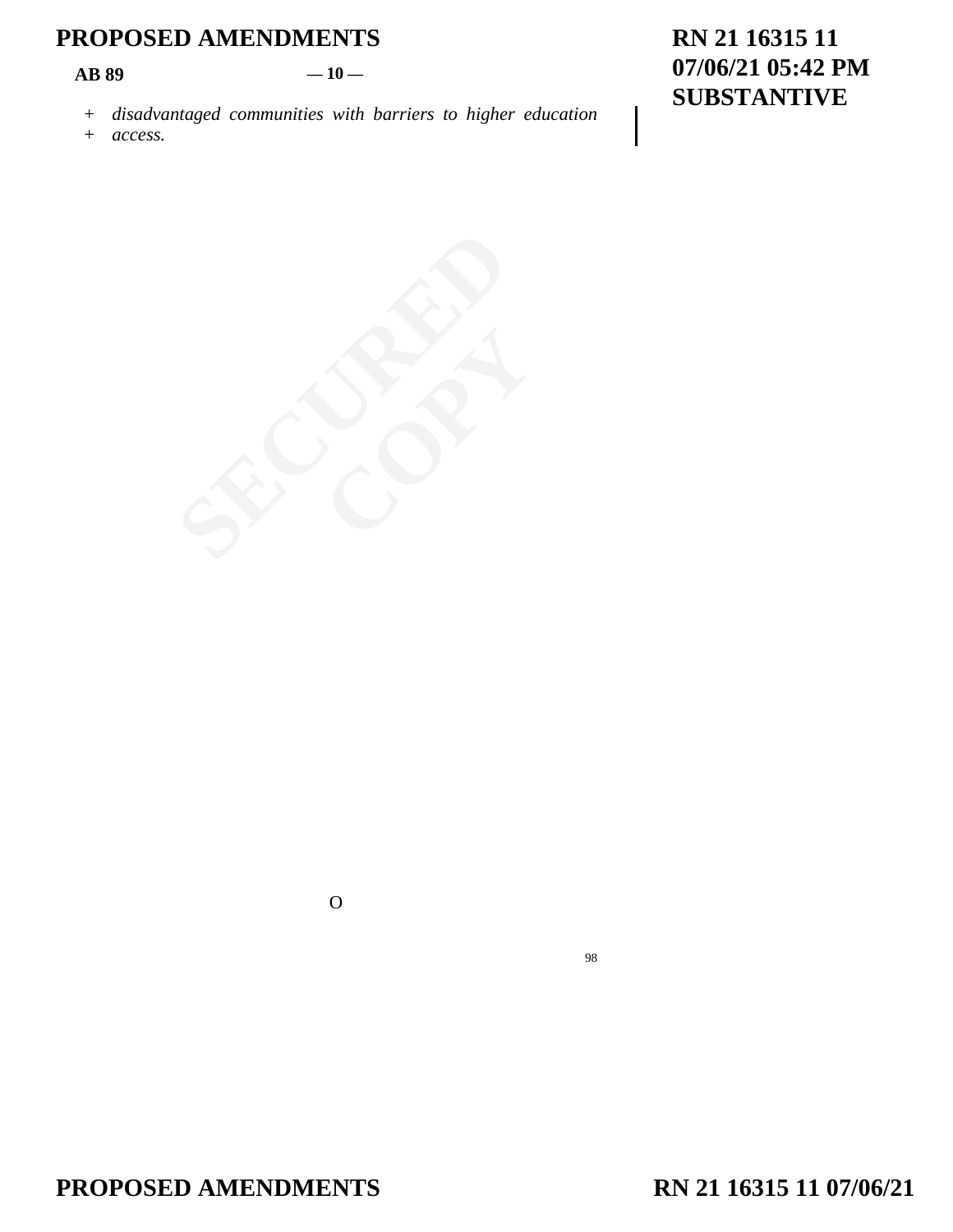+ *disadvantaged communities with barriers to higher education*
+ *access.*

O